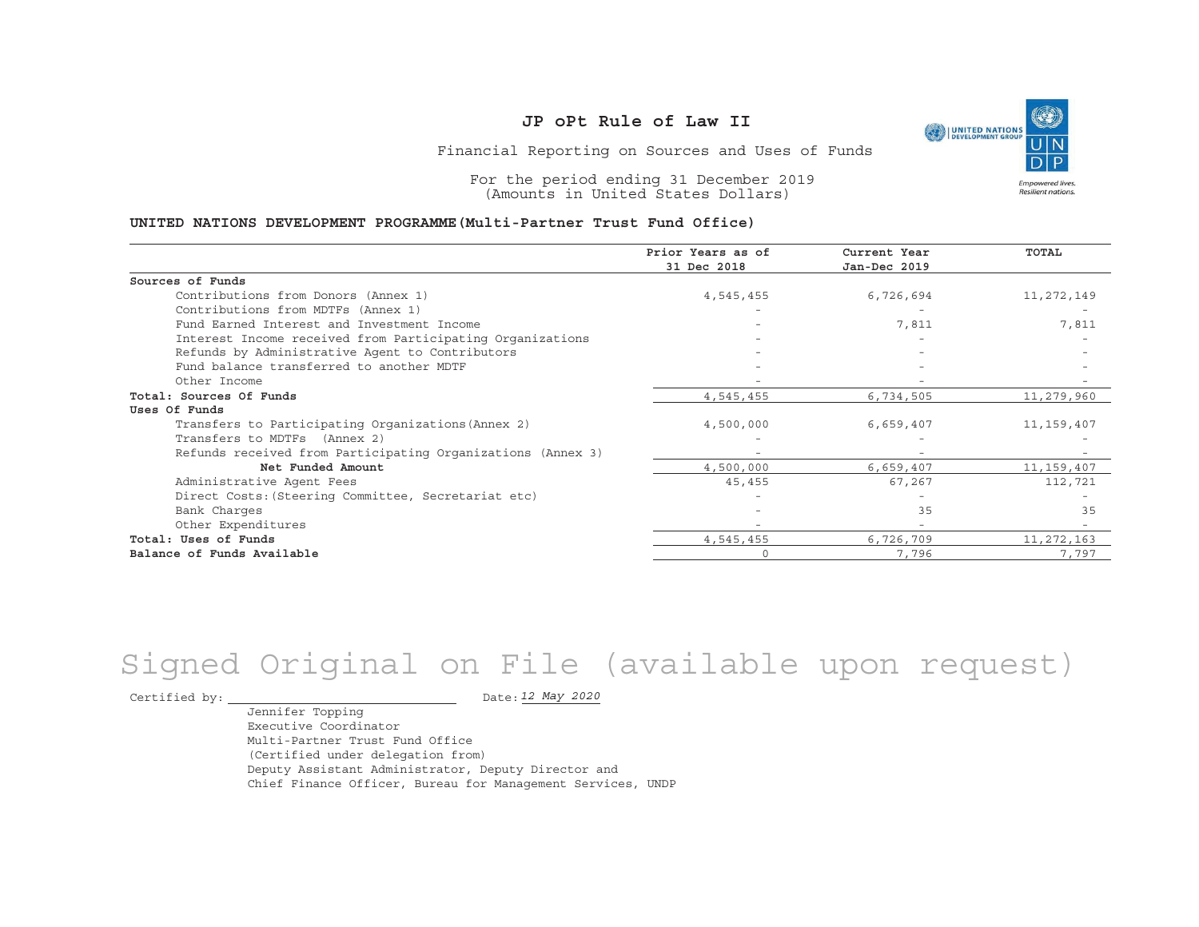# JP oPt Rule of Law II

Financial Reporting on Sources and Uses of Funds

For the period ending 31 December 2019
(Amounts in United States Dollars)

**UNITED NATIONS DEVELOPMENT PROGRAMME(Multi-Partner Trust Fund Office)**

| | Prior Years as of 31 Dec 2018 | Current Year Jan-Dec 2019 | TOTAL |
|---|---|---|---|
| **Sources of Funds** | | | |
| Contributions from Donors (Annex 1) | 4,545,455 | 6,726,694 | 11,272,149 |
| Contributions from MDTFs (Annex 1) | - | - | - |
| Fund Earned Interest and Investment Income | - | 7,811 | 7,811 |
| Interest Income received from Participating Organizations | - | - | - |
| Refunds by Administrative Agent to Contributors | - | - | - |
| Fund balance transferred to another MDTF | - | - | - |
| Other Income | - | - | - |
| **Total: Sources Of Funds** | 4,545,455 | 6,734,505 | 11,279,960 |
| **Uses Of Funds** | | | |
| Transfers to Participating Organizations(Annex 2) | 4,500,000 | 6,659,407 | 11,159,407 |
| Transfers to MDTFs (Annex 2) | - | - | - |
| Refunds received from Participating Organizations (Annex 3) | - | - | - |
| **Net Funded Amount** | 4,500,000 | 6,659,407 | 11,159,407 |
| Administrative Agent Fees | 45,455 | 67,267 | 112,721 |
| Direct Costs:(Steering Committee, Secretariat etc) | - | - | - |
| Bank Charges | - | 35 | 35 |
| Other Expenditures | - | - | - |
| **Total: Uses of Funds** | 4,545,455 | 6,726,709 | 11,272,163 |
| **Balance of Funds Available** | 0 | 7,796 | 7,797 |

Signed Original on File (available upon request)

Certified by: ______________________ Date: *12 May 2020*

Jennifer Topping
Executive Coordinator
Multi-Partner Trust Fund Office
(Certified under delegation from)
Deputy Assistant Administrator, Deputy Director and
Chief Finance Officer, Bureau for Management Services, UNDP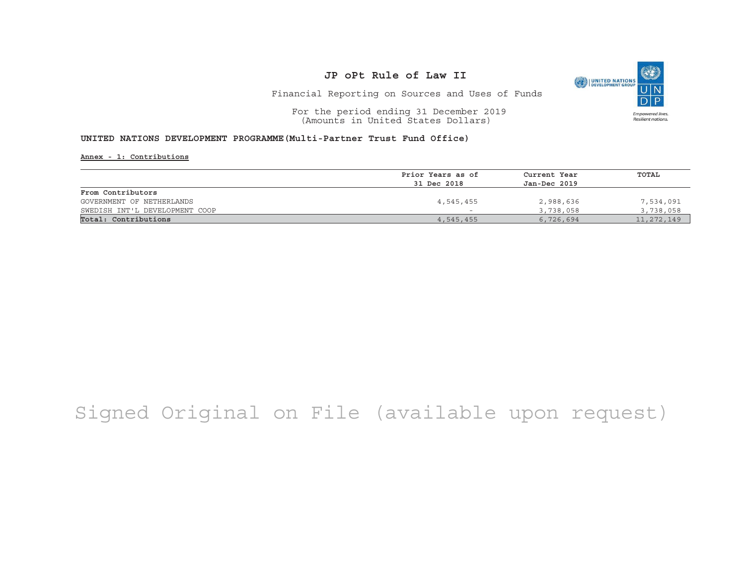# JP oPt Rule of Law II

Financial Reporting on Sources and Uses of Funds

For the period ending 31 December 2019
(Amounts in United States Dollars)

**UNITED NATIONS DEVELOPMENT PROGRAMME(Multi-Partner Trust Fund Office)**

**Annex - 1: Contributions**

| | Prior Years as of 31 Dec 2018 | Current Year Jan-Dec 2019 | TOTAL |
|---|---|---|---|
| **From Contributors** | | | |
| GOVERNMENT OF NETHERLANDS | 4,545,455 | 2,988,636 | 7,534,091 |
| SWEDISH INT'L DEVELOPMENT COOP | - | 3,738,058 | 3,738,058 |
| **Total: Contributions** | 4,545,455 | 6,726,694 | 11,272,149 |

Signed Original on File (available upon request)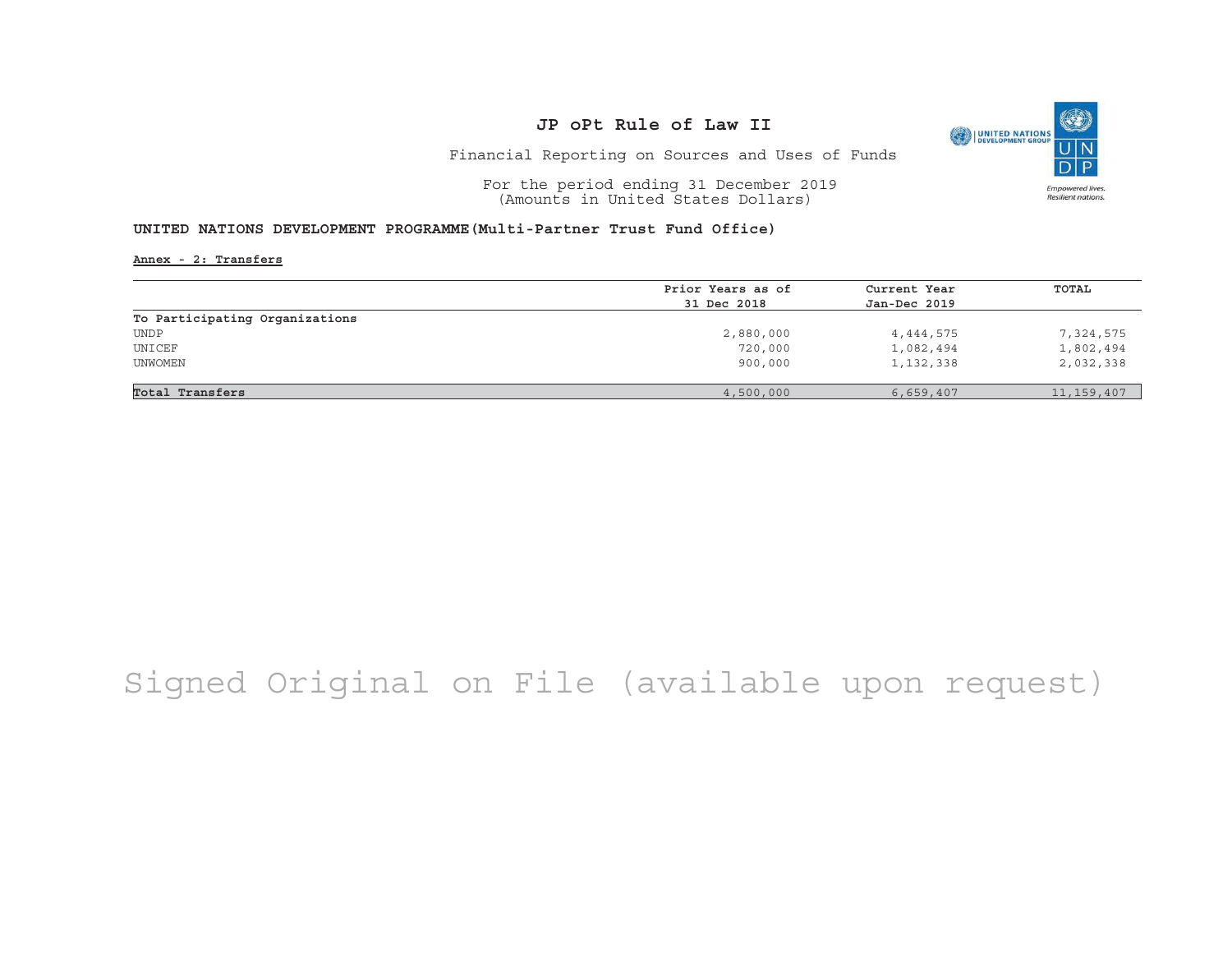# JP oPt Rule of Law II

Financial Reporting on Sources and Uses of Funds

For the period ending 31 December 2019
(Amounts in United States Dollars)

**UNITED NATIONS DEVELOPMENT PROGRAMME(Multi-Partner Trust Fund Office)**

**Annex - 2: Transfers**

| | Prior Years as of 31 Dec 2018 | Current Year Jan-Dec 2019 | TOTAL |
|---|---|---|---|
| **To Participating Organizations** | | | |
| UNDP | 2,880,000 | 4,444,575 | 7,324,575 |
| UNICEF | 720,000 | 1,082,494 | 1,802,494 |
| UNWOMEN | 900,000 | 1,132,338 | 2,032,338 |
| **Total Transfers** | 4,500,000 | 6,659,407 | 11,159,407 |

Signed Original on File (available upon request)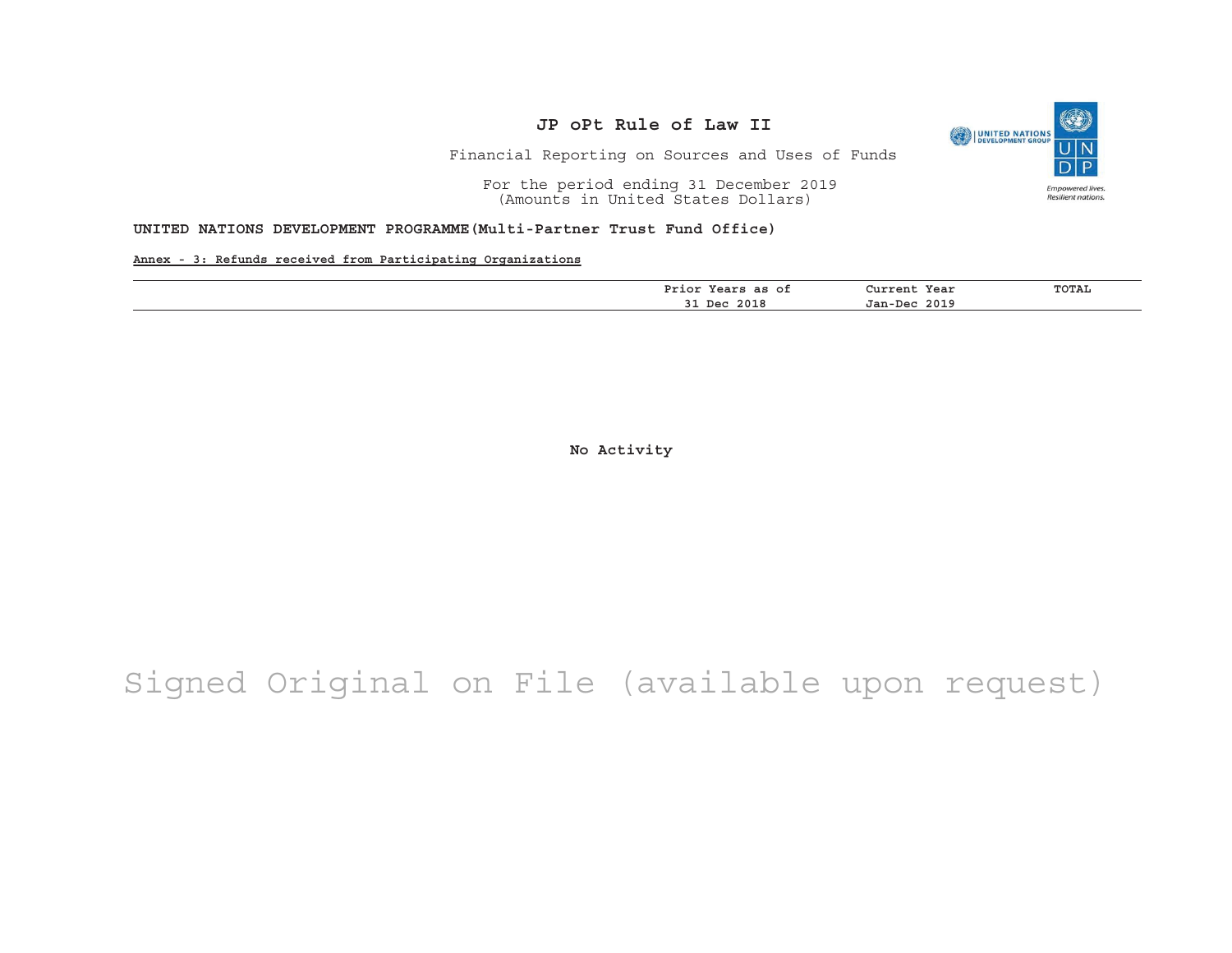# JP oPt Rule of Law II

Financial Reporting on Sources and Uses of Funds

For the period ending 31 December 2019
(Amounts in United States Dollars)

**UNITED NATIONS DEVELOPMENT PROGRAMME(Multi-Partner Trust Fund Office)**

**Annex - 3: Refunds received from Participating Organizations**

| | Prior Years as of 31 Dec 2018 | Current Year Jan-Dec 2019 | TOTAL |
|---|---|---|---|

**No Activity**

Signed Original on File (available upon request)